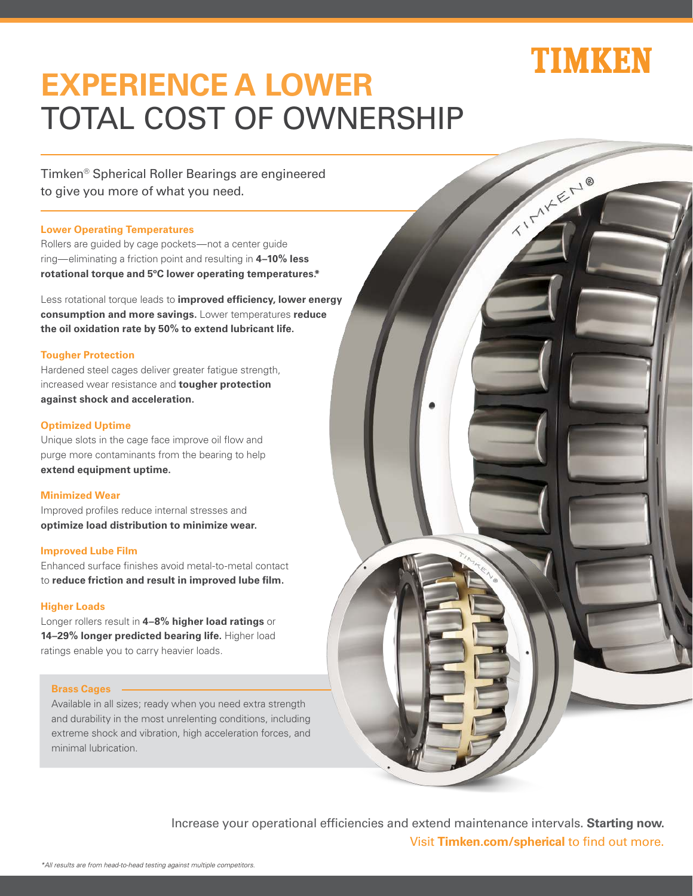TIMKEN

# EXPERIENCE A LOWER TOTAL COST OF OWNERSHIP

Timken® Spherical Roller Bearings are engineered to give you more of what you need.

### Lower Operating Temperatures

Rollers are guided by cage pockets—not a center guide ring—eliminating a friction point and resulting in **4–10% less rotational torque and 5°C lower operating temperatures.***

Less rotational torque leads to **improved efficiency, lower energy consumption and more savings.** Lower temperatures **reduce the oil oxidation rate by 50% to extend lubricant life.**

### Tougher Protection

Hardened steel cages deliver greater fatigue strength, increased wear resistance and **tougher protection against shock and acceleration.**

### Optimized Uptime

Unique slots in the cage face improve oil flow and purge more contaminants from the bearing to help **extend equipment uptime.**

### Minimized Wear

Improved profiles reduce internal stresses and **optimize load distribution to minimize wear.**

### Improved Lube Film

Enhanced surface finishes avoid metal-to-metal contact to **reduce friction and result in improved lube film.**

### Higher Loads

Longer rollers result in **4–8% higher load ratings** or **14–29% longer predicted bearing life.** Higher load ratings enable you to carry heavier loads.

### Brass Cages

Available in all sizes; ready when you need extra strength and durability in the most unrelenting conditions, including extreme shock and vibration, high acceleration forces, and minimal lubrication.

Increase your operational efficiencies and extend maintenance intervals. **Starting now.**

Visit **Timken.com/spherical** to find out more.

*\*All results are from head-to-head testing against multiple competitors.*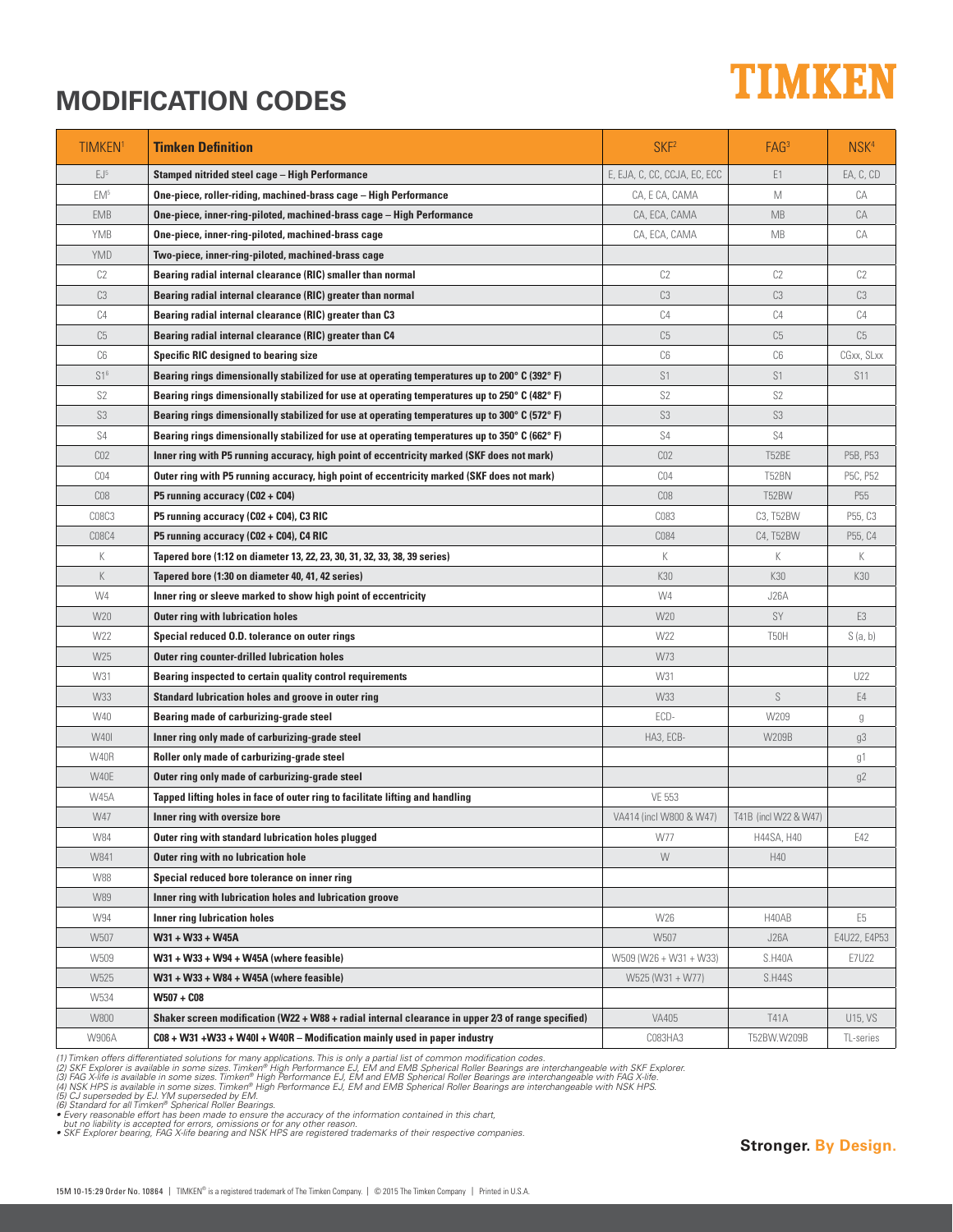# MODIFICATION CODES

TIMKEN

| TIMKEN[1] | Timken Definition | SKF[2] | FAG[3] | NSK[4] |
|---|---|---|---|---|
| EJ[5] | **Stamped nitrided steel cage – High Performance** | E, EJA, C, CC, CCJA, EC, ECC | E1 | EA, C, CD |
| EM[5] | **One-piece, roller-riding, machined-brass cage – High Performance** | CA, E CA, CAMA | M | CA |
| EMB | **One-piece, inner-ring-piloted, machined-brass cage – High Performance** | CA, ECA, CAMA | MB | CA |
| YMB | **One-piece, inner-ring-piloted, machined-brass cage** | CA, ECA, CAMA | MB | CA |
| YMD | **Two-piece, inner-ring-piloted, machined-brass cage** | | | |
| C2 | **Bearing radial internal clearance (RIC) smaller than normal** | C2 | C2 | C2 |
| C3 | **Bearing radial internal clearance (RIC) greater than normal** | C3 | C3 | C3 |
| C4 | **Bearing radial internal clearance (RIC) greater than C3** | C4 | C4 | C4 |
| C5 | **Bearing radial internal clearance (RIC) greater than C4** | C5 | C5 | C5 |
| C6 | **Specific RIC designed to bearing size** | C6 | C6 | CGxx, SLxx |
| S1[6] | **Bearing rings dimensionally stabilized for use at operating temperatures up to 200° C (392° F)** | S1 | S1 | S11 |
| S2 | **Bearing rings dimensionally stabilized for use at operating temperatures up to 250° C (482° F)** | S2 | S2 | |
| S3 | **Bearing rings dimensionally stabilized for use at operating temperatures up to 300° C (572° F)** | S3 | S3 | |
| S4 | **Bearing rings dimensionally stabilized for use at operating temperatures up to 350° C (662° F)** | S4 | S4 | |
| C02 | **Inner ring with P5 running accuracy, high point of eccentricity marked (SKF does not mark)** | C02 | T52BE | P5B, P53 |
| C04 | **Outer ring with P5 running accuracy, high point of eccentricity marked (SKF does not mark)** | C04 | T52BN | P5C, P52 |
| C08 | **P5 running accuracy (C02 + C04)** | C08 | T52BW | P55 |
| C08C3 | **P5 running accuracy (C02 + C04), C3 RIC** | C083 | C3, T52BW | P55, C3 |
| C08C4 | **P5 running accuracy (C02 + C04), C4 RIC** | C084 | C4, T52BW | P55, C4 |
| K | **Tapered bore (1:12 on diameter 13, 22, 23, 30, 31, 32, 33, 38, 39 series)** | K | K | K |
| K | **Tapered bore (1:30 on diameter 40, 41, 42 series)** | K30 | K30 | K30 |
| W4 | **Inner ring or sleeve marked to show high point of eccentricity** | W4 | J26A | |
| W20 | **Outer ring with lubrication holes** | W20 | SY | E3 |
| W22 | **Special reduced O.D. tolerance on outer rings** | W22 | T50H | S (a, b) |
| W25 | **Outer ring counter-drilled lubrication holes** | W73 | | |
| W31 | **Bearing inspected to certain quality control requirements** | W31 | | U22 |
| W33 | **Standard lubrication holes and groove in outer ring** | W33 | S | E4 |
| W40 | **Bearing made of carburizing-grade steel** | ECD- | W209 | g |
| W40I | **Inner ring only made of carburizing-grade steel** | HA3, ECB- | W209B | g3 |
| W40R | **Roller only made of carburizing-grade steel** | | | g1 |
| W40E | **Outer ring only made of carburizing-grade steel** | | | g2 |
| W45A | **Tapped lifting holes in face of outer ring to facilitate lifting and handling** | VE 553 | | |
| W47 | **Inner ring with oversize bore** | VA414 (incl W800 & W47) | T41B (incl W22 & W47) | |
| W84 | **Outer ring with standard lubrication holes plugged** | W77 | H44SA, H40 | E42 |
| W841 | **Outer ring with no lubrication hole** | W | H40 | |
| W88 | **Special reduced bore tolerance on inner ring** | | | |
| W89 | **Inner ring with lubrication holes and lubrication groove** | | | |
| W94 | **Inner ring lubrication holes** | W26 | H40AB | E5 |
| W507 | **W31 + W33 + W45A** | W507 | J26A | E4U22, E4P53 |
| W509 | **W31 + W33 + W94 + W45A (where feasible)** | W509 (W26 + W31 + W33) | S.H40A | E7U22 |
| W525 | **W31 + W33 + W84 + W45A (where feasible)** | W525 (W31 + W77) | S.H44S | |
| W534 | **W507 + C08** | | | |
| W800 | **Shaker screen modification (W22 + W88 + radial internal clearance in upper 2/3 of range specified)** | VA405 | T41A | U15, VS |
| W906A | **C08 + W31 +W33 + W40I + W40R – Modification mainly used in paper industry** | C083HA3 | T52BW.W209B | TL-series |

*(1) Timken offers differentiated solutions for many applications. This is only a partial list of common modification codes.*
*(2) SKF Explorer is available in some sizes. Timken® High Performance EJ, EM and EMB Spherical Roller Bearings are interchangeable with SKF Explorer.*
*(3) FAG X-life is available in some sizes. Timken® High Performance EJ, EM and EMB Spherical Roller Bearings are interchangeable with FAG X-life.*
*(4) NSK HPS is available in some sizes. Timken® High Performance EJ, EM and EMB Spherical Roller Bearings are interchangeable with NSK HPS.*
*(5) CJ superseded by EJ. YM superseded by EM.*
*(6) Standard for all Timken® Spherical Roller Bearings.*
*• Every reasonable effort has been made to ensure the accuracy of the information contained in this chart, but no liability is accepted for errors, omissions or for any other reason.*
*• SKF Explorer bearing, FAG X-life bearing and NSK HPS are registered trademarks of their respective companies.*

**Stronger. By Design.**

15M 10-15:29 Order No. 10864 | TIMKEN® is a registered trademark of The Timken Company. | © 2015 The Timken Company | Printed in U.S.A.